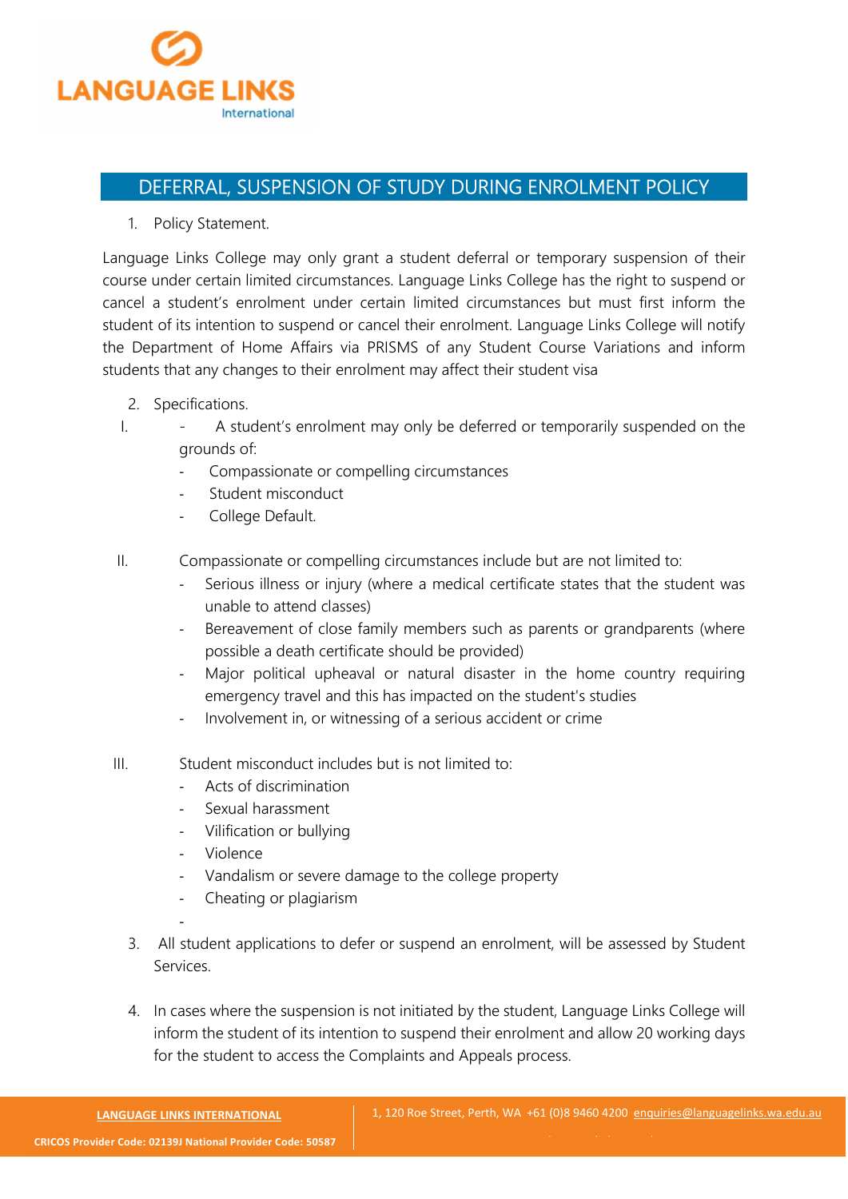# DEFERRAL, SUSPENSION OF STUDY DURING ENROLMENT POLICY

1. Policy Statement.

Language Links College may only grant a student deferral or temporary suspension of their course under certain limited circumstances. Language Links College has the right to suspend or cancel a student's enrolment under certain limited circumstances but must first inform the student of its intention to suspend or cancel their enrolment. Language Links College will notify the Department of Home Affairs via PRISMS of any Student Course Variations and inform students that any changes to their enrolment may affect their student visa

2. Specifications.

I. - A student's enrolment may only be deferred or temporarily suspended on the grounds of:
   - Compassionate or compelling circumstances
   - Student misconduct
   - College Default.

II. Compassionate or compelling circumstances include but are not limited to:
   - Serious illness or injury (where a medical certificate states that the student was unable to attend classes)
   - Bereavement of close family members such as parents or grandparents (where possible a death certificate should be provided)
   - Major political upheaval or natural disaster in the home country requiring emergency travel and this has impacted on the student's studies
   - Involvement in, or witnessing of a serious accident or crime

III. Student misconduct includes but is not limited to:
   - Acts of discrimination
   - Sexual harassment
   - Vilification or bullying
   - Violence
   - Vandalism or severe damage to the college property
   - Cheating or plagiarism
   -

3. All student applications to defer or suspend an enrolment, will be assessed by Student Services.

4. In cases where the suspension is not initiated by the student, Language Links College will inform the student of its intention to suspend their enrolment and allow 20 working days for the student to access the Complaints and Appeals process.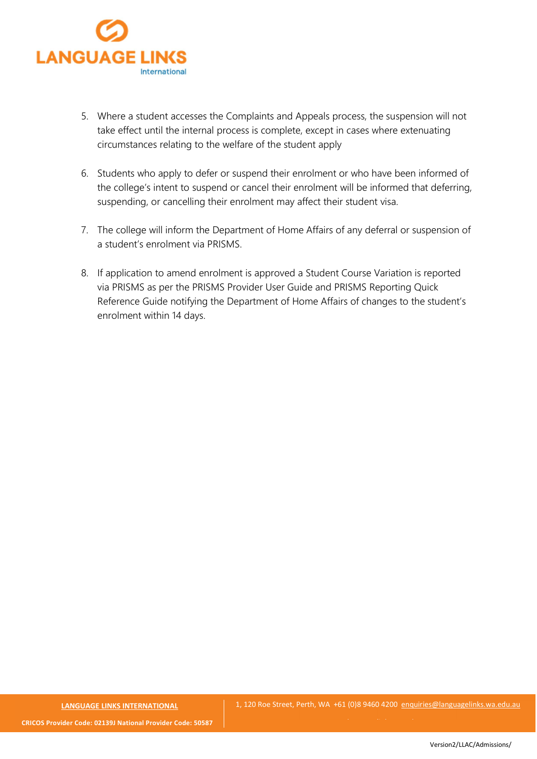5. Where a student accesses the Complaints and Appeals process, the suspension will not take effect until the internal process is complete, except in cases where extenuating circumstances relating to the welfare of the student apply

6. Students who apply to defer or suspend their enrolment or who have been informed of the college's intent to suspend or cancel their enrolment will be informed that deferring, suspending, or cancelling their enrolment may affect their student visa.

7. The college will inform the Department of Home Affairs of any deferral or suspension of a student's enrolment via PRISMS.

8. If application to amend enrolment is approved a Student Course Variation is reported via PRISMS as per the PRISMS Provider User Guide and PRISMS Reporting Quick Reference Guide notifying the Department of Home Affairs of changes to the student's enrolment within 14 days.